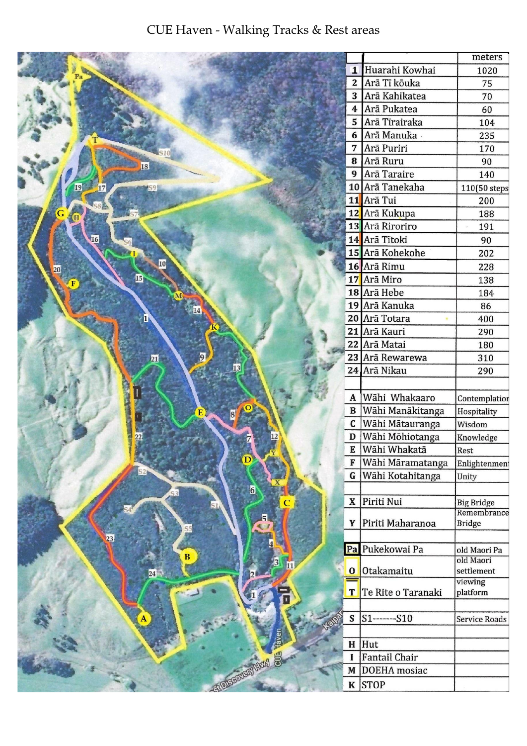# CUE Haven - Walking Tracks & Rest areas

| | | meters |
|---|---|---|
| 1 | Huarahi Kowhai | 1020 |
| 2 | Arā Tī kōuka | 75 |
| 3 | Arā Kahikatea | 70 |
| 4 | Arā Pukatea | 60 |
| 5 | Arā Tīrairaka | 104 |
| 6 | Arā Manuka | 235 |
| 7 | Arā Puriri | 170 |
| 8 | Arā Ruru | 90 |
| 9 | Arā Taraire | 140 |
| 10 | Arā Tanekaha | 110(50 steps |
| 11 | Arā Tui | 200 |
| 12 | Arā Kukupa | 188 |
| 13 | Arā Riroriro | 191 |
| 14 | Arā Tītoki | 90 |
| 15 | Arā Kohekohe | 202 |
| 16 | Arā Rimu | 228 |
| 17 | Arā Miro | 138 |
| 18 | Arā Hebe | 184 |
| 19 | Arā Kanuka | 86 |
| 20 | Arā Totara | 400 |
| 21 | Arā Kauri | 290 |
| 22 | Arā Matai | 180 |
| 23 | Arā Rewarewa | 310 |
| 24 | Arā Nikau | 290 |
| | | |
| A | Wāhi Whakaaro | Contemplation |
| B | Wāhi Manākitanga | Hospitality |
| C | Wāhi Mātauranga | Wisdom |
| D | Wāhi Mōhiotanga | Knowledge |
| E | Wāhi Whakatā | Rest |
| F | Wāhi Māramatanga | Enlightenment |
| G | Wāhi Kotahitanga | Unity |
| | | |
| X | Piriti Nui | Big Bridge |
| Y | Piriti Maharanoa | Remembrance Bridge |
| | | |
| Pa | Pukekowai Pa | old Maori Pa |
| O | Otakamaitu | old Maori settlement |
| T | Te Rite o Taranaki | viewing platform |
| | | |
| S | S1-------S10 | Service Roads |
| | | |
| H | Hut | |
| I | Fantail Chair | |
| M | DOEHA mosiac | |
| K | STOP | |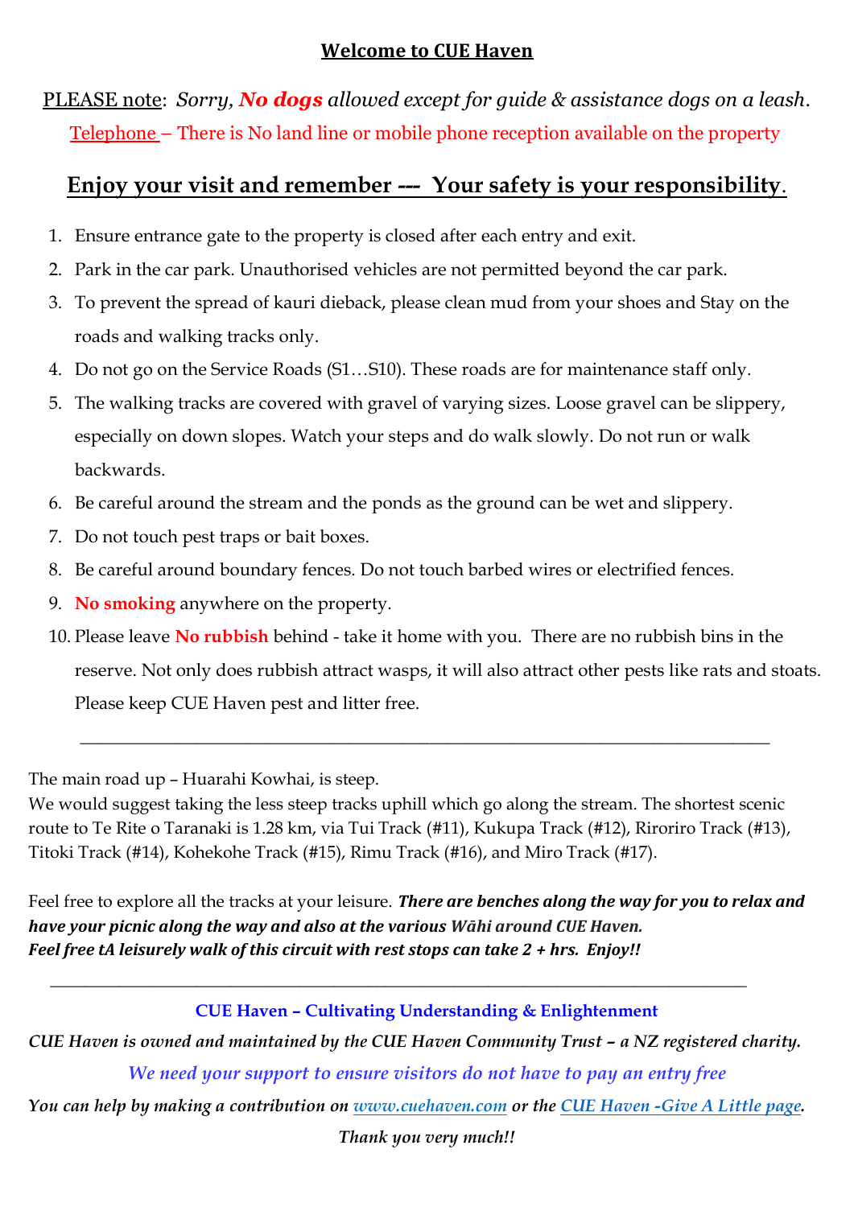## Welcome to CUE Haven

PLEASE note: *Sorry, **No dogs** allowed except for guide & assistance dogs on a leash.*

Telephone – There is No land line or mobile phone reception available on the property

## Enjoy your visit and remember --- Your safety is your responsibility.

1. Ensure entrance gate to the property is closed after each entry and exit.
2. Park in the car park. Unauthorised vehicles are not permitted beyond the car park.
3. To prevent the spread of kauri dieback, please clean mud from your shoes and Stay on the roads and walking tracks only.
4. Do not go on the Service Roads (S1…S10). These roads are for maintenance staff only.
5. The walking tracks are covered with gravel of varying sizes. Loose gravel can be slippery, especially on down slopes. Watch your steps and do walk slowly. Do not run or walk backwards.
6. Be careful around the stream and the ponds as the ground can be wet and slippery.
7. Do not touch pest traps or bait boxes.
8. Be careful around boundary fences. Do not touch barbed wires or electrified fences.
9. **No smoking** anywhere on the property.
10. Please leave **No rubbish** behind - take it home with you. There are no rubbish bins in the reserve. Not only does rubbish attract wasps, it will also attract other pests like rats and stoats. Please keep CUE Haven pest and litter free.

---

The main road up – Huarahi Kowhai, is steep.
We would suggest taking the less steep tracks uphill which go along the stream. The shortest scenic route to Te Rite o Taranaki is 1.28 km, via Tui Track (#11), Kukupa Track (#12), Riroriro Track (#13), Titoki Track (#14), Kohekohe Track (#15), Rimu Track (#16), and Miro Track (#17).

Feel free to explore all the tracks at your leisure. ***There are benches along the way for you to relax and have your picnic along the way and also at the various Wāhi around CUE Haven.***
***Feel free tA leisurely walk of this circuit with rest stops can take 2 + hrs. Enjoy!!***

---

**CUE Haven – Cultivating Understanding & Enlightenment**

***CUE Haven is owned and maintained by the CUE Haven Community Trust – a NZ registered charity.***

*We need your support to ensure visitors do not have to pay an entry free*

***You can help by making a contribution on [www.cuehaven.com](www.cuehaven.com) or the [CUE Haven -Give A Little page](CUE Haven -Give A Little page).***

***Thank you very much!!***